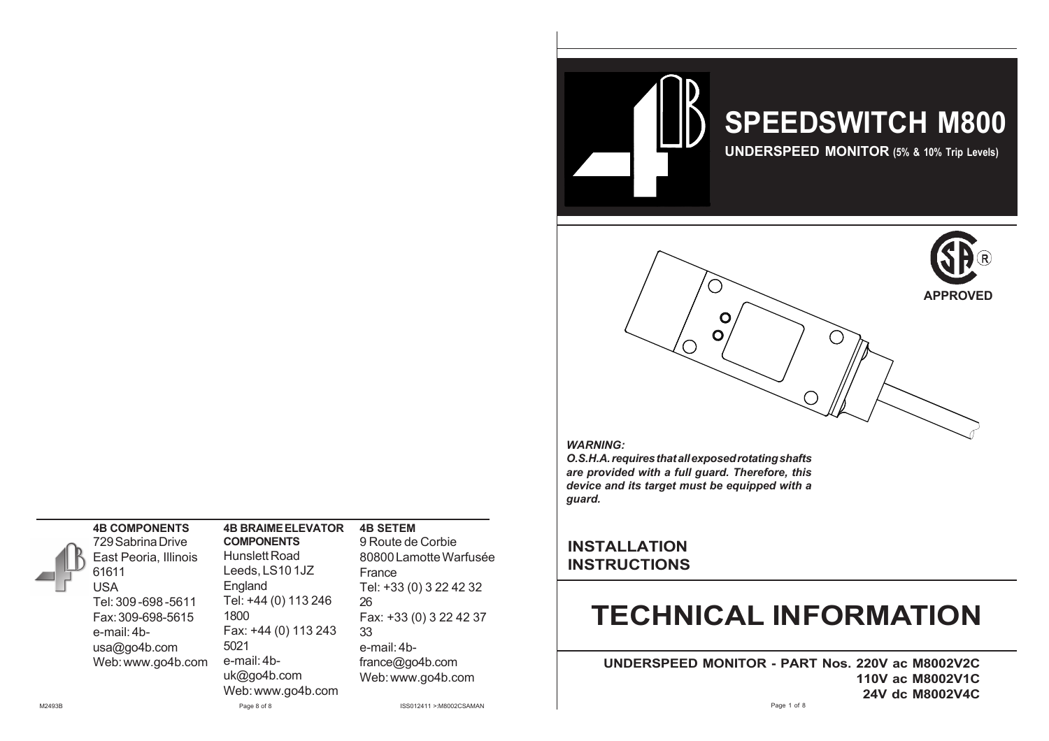# SPEEDSWITCH M800

**UNDERSPEED MONITOR (5% & 10% Trip Levels)**

APPROVED

***WARNING:***
***O.S.H.A. requires that all exposed rotating shafts are provided with a full guard. Therefore, this device and its target must be equipped with a guard.***

**INSTALLATION INSTRUCTIONS**

# TECHNICAL INFORMATION

**UNDERSPEED MONITOR - PART Nos. 220V ac M8002V2C**
**110V ac M8002V1C**
**24V dc M8002V4C**

**4B COMPONENTS**
729 Sabrina Drive
East Peoria, Illinois 61611
USA
Tel: 309-698-5611
Fax: 309-698-5615
e-mail: 4b-usa@go4b.com
Web: www.go4b.com

**4B BRAIME ELEVATOR COMPONENTS**
Hunslett Road
Leeds, LS10 1JZ
England
Tel: +44 (0) 113 246 1800
Fax: +44 (0) 113 243 5021
e-mail: 4b-uk@go4b.com
Web: www.go4b.com

**4B SETEM**
9 Route de Corbie
80800 Lamotte Warfusée
France
Tel: +33 (0) 3 22 42 32 26
Fax: +33 (0) 3 22 42 37 33
e-mail: 4b-france@go4b.com
Web: www.go4b.com

M2493B

ISS012411 >:M8002CSAMAN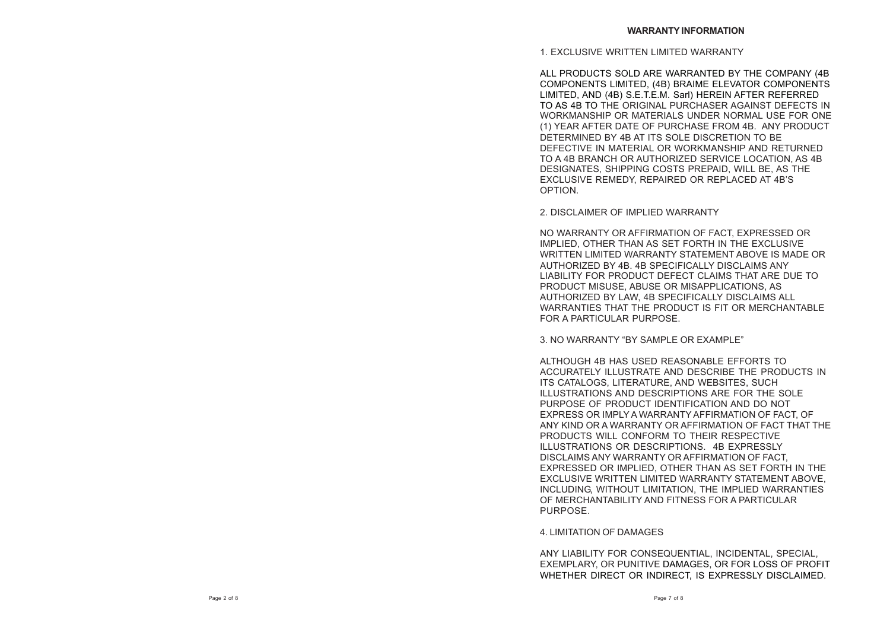## WARRANTY INFORMATION

1. EXCLUSIVE WRITTEN LIMITED WARRANTY

ALL PRODUCTS SOLD ARE WARRANTED BY THE COMPANY (4B COMPONENTS LIMITED, (4B) BRAIME ELEVATOR COMPONENTS LIMITED, AND (4B) S.E.T.E.M. Sarl) HEREIN AFTER REFERRED TO AS 4B TO THE ORIGINAL PURCHASER AGAINST DEFECTS IN WORKMANSHIP OR MATERIALS UNDER NORMAL USE FOR ONE (1) YEAR AFTER DATE OF PURCHASE FROM 4B. ANY PRODUCT DETERMINED BY 4B AT ITS SOLE DISCRETION TO BE DEFECTIVE IN MATERIAL OR WORKMANSHIP AND RETURNED TO A 4B BRANCH OR AUTHORIZED SERVICE LOCATION, AS 4B DESIGNATES, SHIPPING COSTS PREPAID, WILL BE, AS THE EXCLUSIVE REMEDY, REPAIRED OR REPLACED AT 4B'S OPTION.

2. DISCLAIMER OF IMPLIED WARRANTY

NO WARRANTY OR AFFIRMATION OF FACT, EXPRESSED OR IMPLIED, OTHER THAN AS SET FORTH IN THE EXCLUSIVE WRITTEN LIMITED WARRANTY STATEMENT ABOVE IS MADE OR AUTHORIZED BY 4B. 4B SPECIFICALLY DISCLAIMS ANY LIABILITY FOR PRODUCT DEFECT CLAIMS THAT ARE DUE TO PRODUCT MISUSE, ABUSE OR MISAPPLICATIONS, AS AUTHORIZED BY LAW, 4B SPECIFICALLY DISCLAIMS ALL WARRANTIES THAT THE PRODUCT IS FIT OR MERCHANTABLE FOR A PARTICULAR PURPOSE.

3. NO WARRANTY "BY SAMPLE OR EXAMPLE"

ALTHOUGH 4B HAS USED REASONABLE EFFORTS TO ACCURATELY ILLUSTRATE AND DESCRIBE THE PRODUCTS IN ITS CATALOGS, LITERATURE, AND WEBSITES, SUCH ILLUSTRATIONS AND DESCRIPTIONS ARE FOR THE SOLE PURPOSE OF PRODUCT IDENTIFICATION AND DO NOT EXPRESS OR IMPLY A WARRANTY AFFIRMATION OF FACT, OF ANY KIND OR A WARRANTY OR AFFIRMATION OF FACT THAT THE PRODUCTS WILL CONFORM TO THEIR RESPECTIVE ILLUSTRATIONS OR DESCRIPTIONS. 4B EXPRESSLY DISCLAIMS ANY WARRANTY OR AFFIRMATION OF FACT, EXPRESSED OR IMPLIED, OTHER THAN AS SET FORTH IN THE EXCLUSIVE WRITTEN LIMITED WARRANTY STATEMENT ABOVE, INCLUDING, WITHOUT LIMITATION, THE IMPLIED WARRANTIES OF MERCHANTABILITY AND FITNESS FOR A PARTICULAR PURPOSE.

4. LIMITATION OF DAMAGES

ANY LIABILITY FOR CONSEQUENTIAL, INCIDENTAL, SPECIAL, EXEMPLARY, OR PUNITIVE DAMAGES, OR FOR LOSS OF PROFIT WHETHER DIRECT OR INDIRECT, IS EXPRESSLY DISCLAIMED.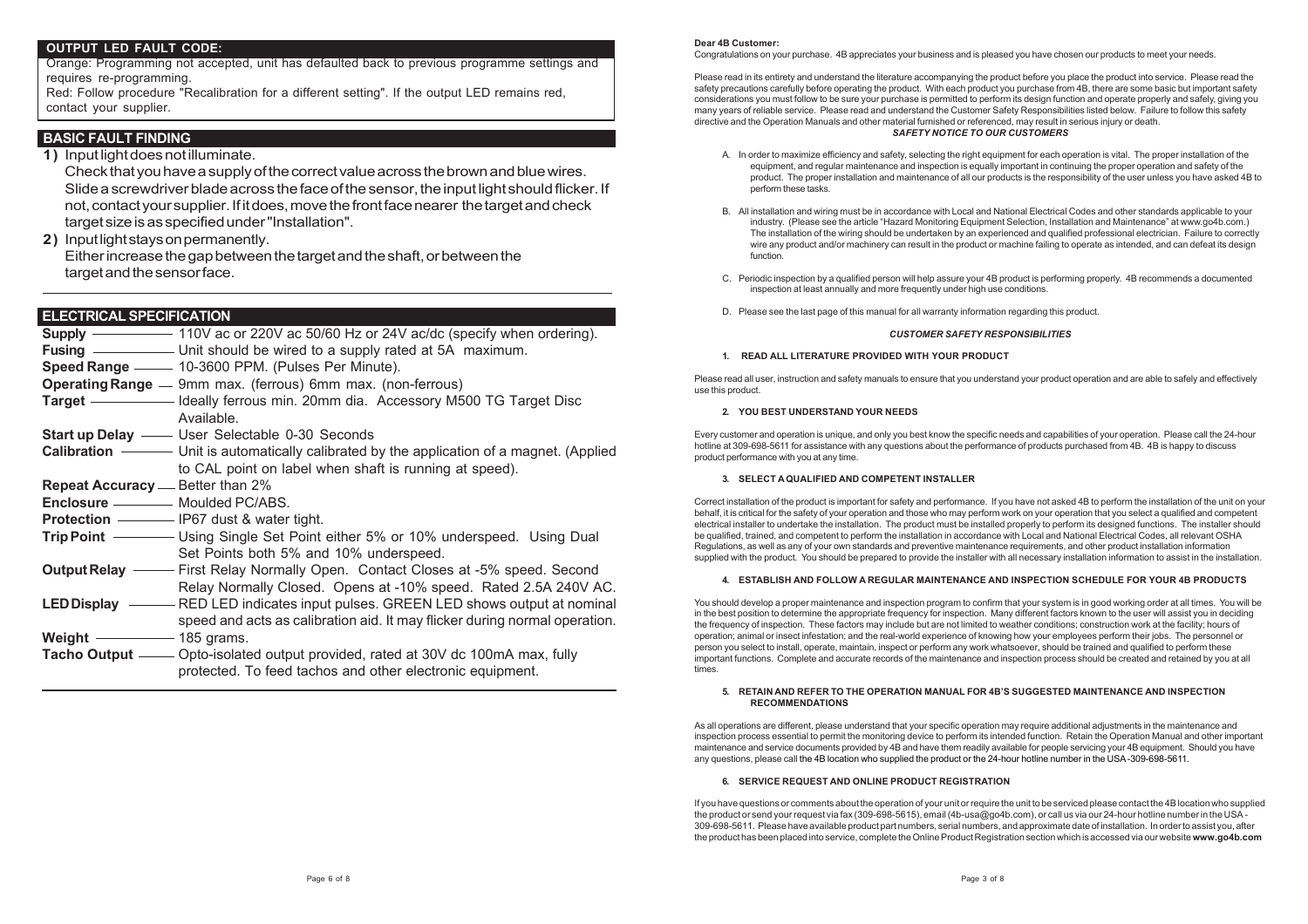## OUTPUT LED FAULT CODE:

Orange: Programming not accepted, unit has defaulted back to previous programme settings and requires re-programming.

Red: Follow procedure "Recalibration for a different setting". If the output LED remains red, contact your supplier.

## BASIC FAULT FINDING

**1)** Input light does not illuminate.

Check that you have a supply of the correct value across the brown and blue wires. Slide a screwdriver blade across the face of the sensor, the input light should flicker. If not, contact your supplier. If it does, move the front face nearer the target and check target size is as specified under "Installation".

**2)** Input light stays on permanently.

Either increase the gap between the target and the shaft, or between the target and the sensor face.

## ELECTRICAL SPECIFICATION

| | |
|---|---|
| **Supply** | 110V ac or 220V ac 50/60 Hz or 24V ac/dc (specify when ordering). |
| **Fusing** | Unit should be wired to a supply rated at 5A maximum. |
| **Speed Range** | 10-3600 PPM. (Pulses Per Minute). |
| **Operating Range** | 9mm max. (ferrous) 6mm max. (non-ferrous) |
| **Target** | Ideally ferrous min. 20mm dia. Accessory M500 TG Target Disc Available. |
| **Start up Delay** | User Selectable 0-30 Seconds |
| **Calibration** | Unit is automatically calibrated by the application of a magnet. (Applied to CAL point on label when shaft is running at speed). |
| **Repeat Accuracy** | Better than 2% |
| **Enclosure** | Moulded PC/ABS. |
| **Protection** | IP67 dust & water tight. |
| **Trip Point** | Using Single Set Point either 5% or 10% underspeed. Using Dual Set Points both 5% and 10% underspeed. |
| **Output Relay** | First Relay Normally Open. Contact Closes at -5% speed. Second Relay Normally Closed. Opens at -10% speed. Rated 2.5A 240V AC. |
| **LED Display** | RED LED indicates input pulses. GREEN LED shows output at nominal speed and acts as calibration aid. It may flicker during normal operation. |
| **Weight** | 185 grams. |
| **Tacho Output** | Opto-isolated output provided, rated at 30V dc 100mA max, fully protected. To feed tachos and other electronic equipment. |

**Dear 4B Customer:**

Congratulations on your purchase. 4B appreciates your business and is pleased you have chosen our products to meet your needs.

Please read in its entirety and understand the literature accompanying the product before you place the product into service. Please read the safety precautions carefully before operating the product. With each product you purchase from 4B, there are some basic but important safety considerations you must follow to be sure your purchase is permitted to perform its design function and operate properly and safely, giving you many years of reliable service. Please read and understand the Customer Safety Responsibilities listed below. Failure to follow this safety directive and the Operation Manuals and other material furnished or referenced, may result in serious injury or death.

***SAFETY NOTICE TO OUR CUSTOMERS***

A. In order to maximize efficiency and safety, selecting the right equipment for each operation is vital. The proper installation of the equipment, and regular maintenance and inspection is equally important in continuing the proper operation and safety of the product. The proper installation and maintenance of all our products is the responsibility of the user unless you have asked 4B to perform these tasks.

B. All installation and wiring must be in accordance with Local and National Electrical Codes and other standards applicable to your industry. (Please see the article "Hazard Monitoring Equipment Selection, Installation and Maintenance" at www.go4b.com.) The installation of the wiring should be undertaken by an experienced and qualified professional electrician. Failure to correctly wire any product and/or machinery can result in the product or machine failing to operate as intended, and can defeat its design function.

C. Periodic inspection by a qualified person will help assure your 4B product is performing properly. 4B recommends a documented inspection at least annually and more frequently under high use conditions.

D. Please see the last page of this manual for all warranty information regarding this product.

***CUSTOMER SAFETY RESPONSIBILITIES***

**1. READ ALL LITERATURE PROVIDED WITH YOUR PRODUCT**

Please read all user, instruction and safety manuals to ensure that you understand your product operation and are able to safely and effectively use this product.

**2. YOU BEST UNDERSTAND YOUR NEEDS**

Every customer and operation is unique, and only you best know the specific needs and capabilities of your operation. Please call the 24-hour hotline at 309-698-5611 for assistance with any questions about the performance of products purchased from 4B. 4B is happy to discuss product performance with you at any time.

**3. SELECT A QUALIFIED AND COMPETENT INSTALLER**

Correct installation of the product is important for safety and performance. If you have not asked 4B to perform the installation of the unit on your behalf, it is critical for the safety of your operation and those who may perform work on your operation that you select a qualified and competent electrical installer to undertake the installation. The product must be installed properly to perform its designed functions. The installer should be qualified, trained, and competent to perform the installation in accordance with Local and National Electrical Codes, all relevant OSHA Regulations, as well as any of your own standards and preventive maintenance requirements, and other product installation information supplied with the product. You should be prepared to provide the installer with all necessary installation information to assist in the installation.

**4. ESTABLISH AND FOLLOW A REGULAR MAINTENANCE AND INSPECTION SCHEDULE FOR YOUR 4B PRODUCTS**

You should develop a proper maintenance and inspection program to confirm that your system is in good working order at all times. You will be in the best position to determine the appropriate frequency for inspection. Many different factors known to the user will assist you in deciding the frequency of inspection. These factors may include but are not limited to weather conditions; construction work at the facility; hours of operation; animal or insect infestation; and the real-world experience of knowing how your employees perform their jobs. The personnel or person you select to install, operate, maintain, inspect or perform any work whatsoever, should be trained and qualified to perform these important functions. Complete and accurate records of the maintenance and inspection process should be created and retained by you at all times.

**5. RETAIN AND REFER TO THE OPERATION MANUAL FOR 4B'S SUGGESTED MAINTENANCE AND INSPECTION RECOMMENDATIONS**

As all operations are different, please understand that your specific operation may require additional adjustments in the maintenance and inspection process essential to permit the monitoring device to perform its intended function. Retain the Operation Manual and other important maintenance and service documents provided by 4B and have them readily available for people servicing your 4B equipment. Should you have any questions, please call the 4B location who supplied the product or the 24-hour hotline number in the USA - 309-698-5611.

**6. SERVICE REQUEST AND ONLINE PRODUCT REGISTRATION**

If you have questions or comments about the operation of your unit or require the unit to be serviced please contact the 4B location who supplied the product or send your request via fax (309-698-5615), email (4b-usa@go4b.com), or call us via our 24-hour hotline number in the USA - 309-698-5611. Please have available product part numbers, serial numbers, and approximate date of installation. In order to assist you, after the product has been placed into service, complete the Online Product Registration section which is accessed via our website **www.go4b.com**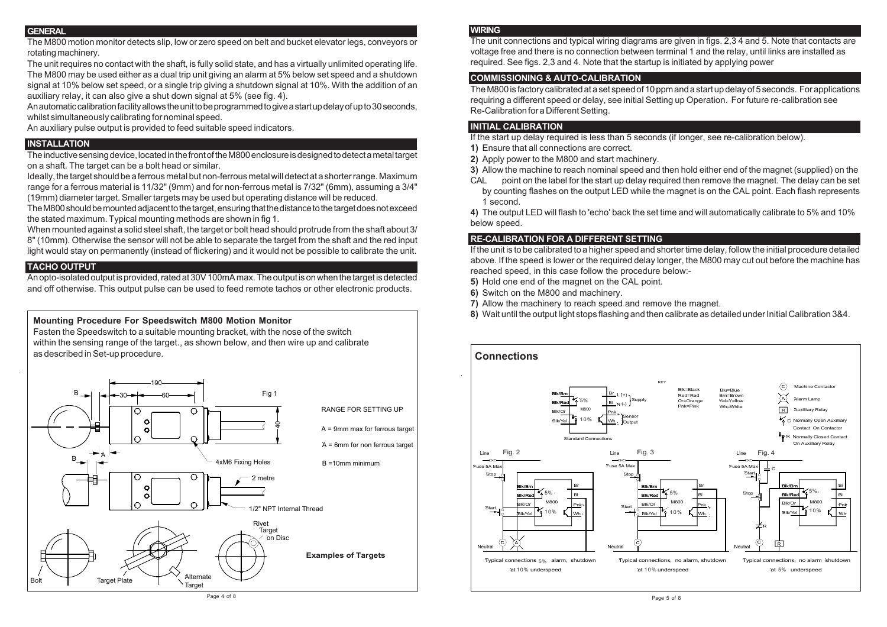## GENERAL

The M800 motion monitor detects slip, low or zero speed on belt and bucket elevator legs, conveyors or rotating machinery.

The unit requires no contact with the shaft, is fully solid state, and has a virtually unlimited operating life.

The M800 may be used either as a dual trip unit giving an alarm at 5% below set speed and a shutdown signal at 10% below set speed, or a single trip giving a shutdown signal at 10%. With the addition of an auxiliary relay, it can also give a shut down signal at 5% (see fig. 4).

An automatic calibration facility allows the unit to be programmed to give a start up delay of up to 30 seconds, whilst simultaneously calibrating for nominal speed.

An auxiliary pulse output is provided to feed suitable speed indicators.

## INSTALLATION

The inductive sensing device, located in the front of the M800 enclosure is designed to detect a metal target on a shaft. The target can be a bolt head or similar.

Ideally, the target should be a ferrous metal but non-ferrous metal will detect at a shorter range. Maximum range for a ferrous material is 11/32" (9mm) and for non-ferrous metal is 7/32" (6mm), assuming a 3/4" (19mm) diameter target. Smaller targets may be used but operating distance will be reduced.

The M800 should be mounted adjacent to the target, ensuring that the distance to the target does not exceed the stated maximum. Typical mounting methods are shown in fig 1.

When mounted against a solid steel shaft, the target or bolt head should protrude from the shaft about 3/8" (10mm). Otherwise the sensor will not be able to separate the target from the shaft and the red input light would stay on permanently (instead of flickering) and it would not be possible to calibrate the unit.

## TACHO OUTPUT

An opto-isolated output is provided, rated at 30V 100mA max. The output is on when the target is detected and off otherwise. This output pulse can be used to feed remote tachos or other electronic products.

### Mounting Procedure For Speedswitch M800 Motion Monitor

Fasten the Speedswitch to a suitable mounting bracket, with the nose of the switch within the sensing range of the target., as shown below, and then wire up and calibrate as described in Set-up procedure.

Fig 1

100
30
60
40
B
A
4xM6 Fixing Holes
2 metre
1/2" NPT Internal Thread

RANGE FOR SETTING UP

A = 9mm max for ferrous target

A = 6mm for non ferrous target

B =10mm minimum

Bolt
Target Plate
Rivet Target on Disc
Alternate Target

**Examples of Targets**

## WIRING

The unit connections and typical wiring diagrams are given in figs. 2,3 4 and 5. Note that contacts are voltage free and there is no connection between terminal 1 and the relay, until links are installed as required. See figs. 2,3 and 4. Note that the startup is initiated by applying power

## COMMISSIONING & AUTO-CALIBRATION

The M800 is factory calibrated at a set speed of 10 ppm and a start up delay of 5 seconds. For applications requiring a different speed or delay, see initial Setting up Operation. For future re-calibration see Re-Calibration for a Different Setting.

## INITIAL CALIBRATION

If the start up delay required is less than 5 seconds (if longer, see re-calibration below).

1) Ensure that all connections are correct.
2) Apply power to the M800 and start machinery.
3) Allow the machine to reach nominal speed and then hold either end of the magnet (supplied) on the CAL point on the label for the start up delay required then remove the magnet. The delay can be set by counting flashes on the output LED while the magnet is on the CAL point. Each flash represents 1 second.
4) The output LED will flash to 'echo' back the set time and will automatically calibrate to 5% and 10% below speed.

## RE-CALIBRATION FOR A DIFFERENT SETTING

If the unit is to be calibrated to a higher speed and shorter time delay, follow the initial procedure detailed above. If the speed is lower or the required delay longer, the M800 may cut out before the machine has reached speed, in this case follow the procedure below:-

5) Hold one end of the magnet on the CAL point.
6) Switch on the M800 and machinery.
7) Allow the machinery to reach speed and remove the magnet.
8) Wait until the output light stops flashing and then calibrate as detailed under Initial Calibration 3&4.

## Connections

Blk/Brn
Blk/Red
5%
M800
Blk/Or
Blk/Yel
10%
Br
Bl
Pnk
Wh
L (+)
N (-)
Supply
Sensor Output

Standard Connections

KEY

Blk=Black
Red=Red
Or=Orange
Pnk=Pink

Blu=Blue
Brn=Brown
Yel=Yellow
Wh=White

C Machine Contactor
A Alarm Lamp
R Auxilliary Relay
C Normally Open Auxilliary Contact On Contactor
R Normally Closed Contact On Auxilliary Relay

Fig. 2
Line
Fuse 5A Max
Stop
Start
Neutral

Typical connections 5% alarm, shutdown at 10% underspeed

Fig. 3
Line
Fuse 5A Max
Stop
Start
Neutral

Typical connections, no alarm, shutdown at 10% underspeed

Fig. 4
Line
Fuse 5A Max
Start
Stop
Neutral

Typical connections, no alarm shutdown at 5% underspeed